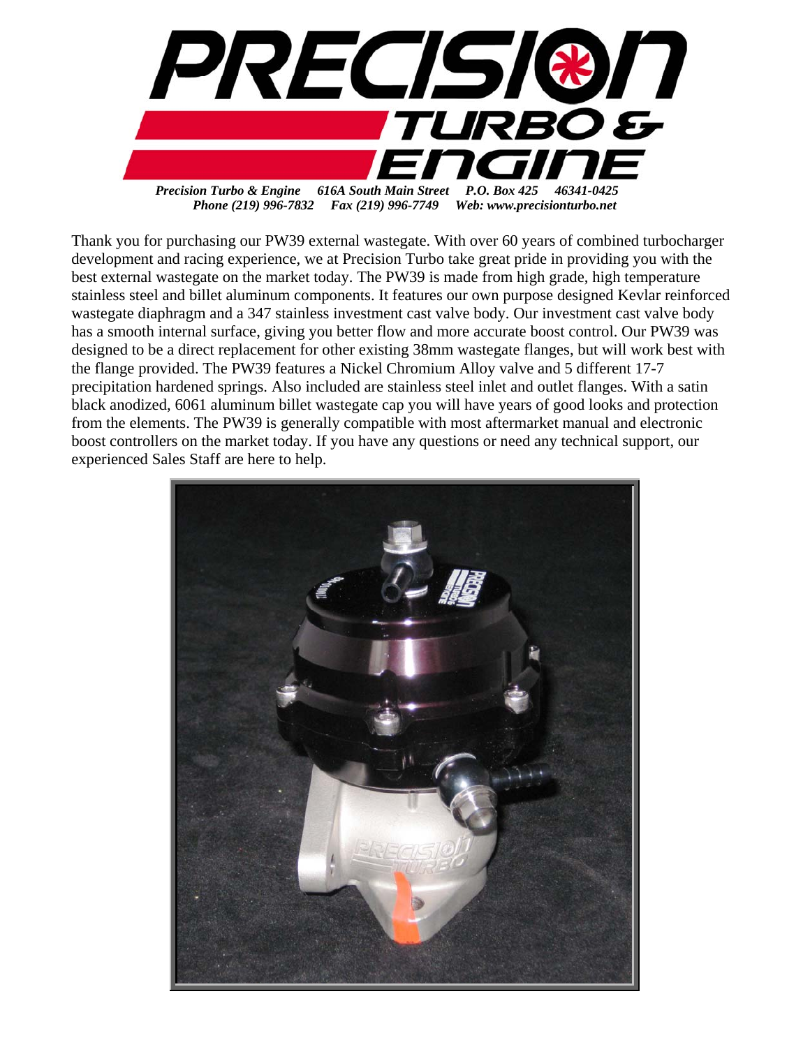# PRECISION TURBO & ENGINE

*Precision Turbo & Engine    616A South Main Street    P.O. Box 425    46341-0425*
*Phone (219) 996-7832    Fax (219) 996-7749    Web: www.precisionturbo.net*

Thank you for purchasing our PW39 external wastegate. With over 60 years of combined turbocharger development and racing experience, we at Precision Turbo take great pride in providing you with the best external wastegate on the market today. The PW39 is made from high grade, high temperature stainless steel and billet aluminum components. It features our own purpose designed Kevlar reinforced wastegate diaphragm and a 347 stainless investment cast valve body. Our investment cast valve body has a smooth internal surface, giving you better flow and more accurate boost control. Our PW39 was designed to be a direct replacement for other existing 38mm wastegate flanges, but will work best with the flange provided. The PW39 features a Nickel Chromium Alloy valve and 5 different 17-7 precipitation hardened springs. Also included are stainless steel inlet and outlet flanges. With a satin black anodized, 6061 aluminum billet wastegate cap you will have years of good looks and protection from the elements. The PW39 is generally compatible with most aftermarket manual and electronic boost controllers on the market today. If you have any questions or need any technical support, our experienced Sales Staff are here to help.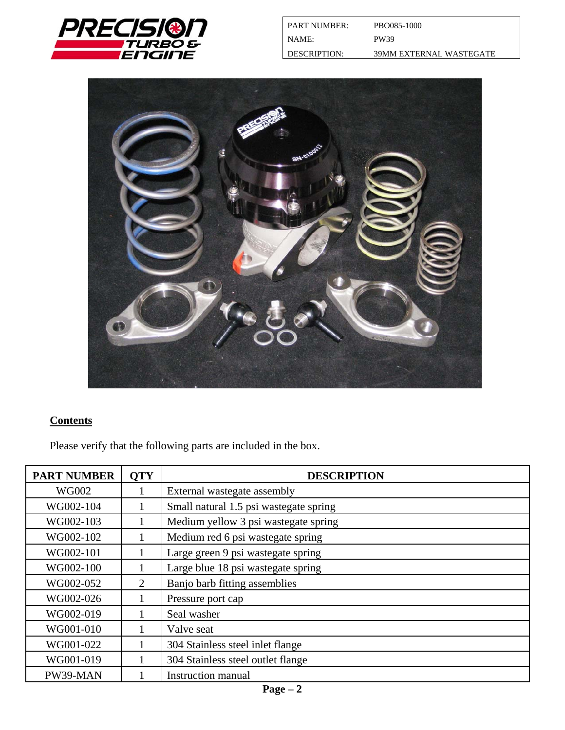| PART NUMBER: | PBO085-1000 |
| --- | --- |
| NAME: | PW39 |
| DESCRIPTION: | 39MM EXTERNAL WASTEGATE |

## Contents

Please verify that the following parts are included in the box.

| PART NUMBER | QTY | DESCRIPTION |
| --- | --- | --- |
| WG002 | 1 | External wastegate assembly |
| WG002-104 | 1 | Small natural 1.5 psi wastegate spring |
| WG002-103 | 1 | Medium yellow 3 psi wastegate spring |
| WG002-102 | 1 | Medium red 6 psi wastegate spring |
| WG002-101 | 1 | Large green 9 psi wastegate spring |
| WG002-100 | 1 | Large blue 18 psi wastegate spring |
| WG002-052 | 2 | Banjo barb fitting assemblies |
| WG002-026 | 1 | Pressure port cap |
| WG002-019 | 1 | Seal washer |
| WG001-010 | 1 | Valve seat |
| WG001-022 | 1 | 304 Stainless steel inlet flange |
| WG001-019 | 1 | 304 Stainless steel outlet flange |
| PW39-MAN | 1 | Instruction manual |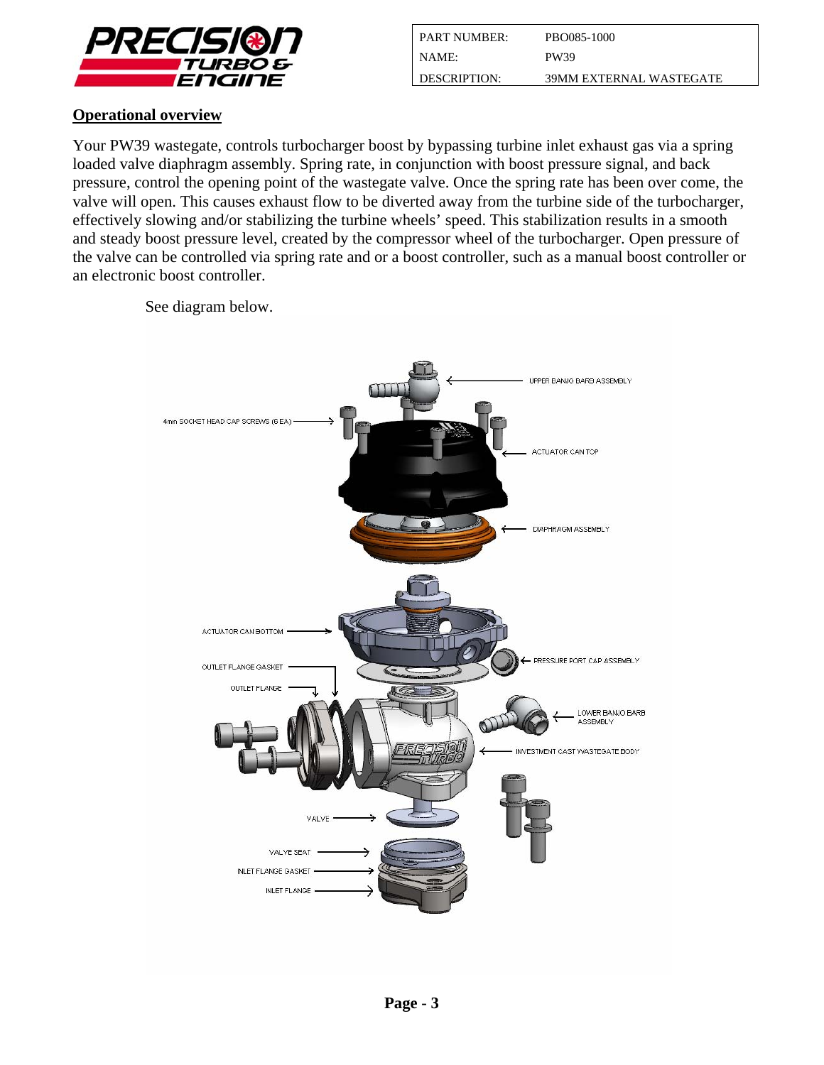| PART NUMBER: | PBO085-1000 |
| --- | --- |
| NAME: | PW39 |
| DESCRIPTION: | 39MM EXTERNAL WASTEGATE |

## Operational overview

Your PW39 wastegate, controls turbocharger boost by bypassing turbine inlet exhaust gas via a spring loaded valve diaphragm assembly. Spring rate, in conjunction with boost pressure signal, and back pressure, control the opening point of the wastegate valve. Once the spring rate has been over come, the valve will open. This causes exhaust flow to be diverted away from the turbine side of the turbocharger, effectively slowing and/or stabilizing the turbine wheels' speed. This stabilization results in a smooth and steady boost pressure level, created by the compressor wheel of the turbocharger. Open pressure of the valve can be controlled via spring rate and or a boost controller, such as a manual boost controller or an electronic boost controller.

See diagram below.

UPPER BANJO BARB ASSEMBLY

4mm SOCKET HEAD CAP SCREWS (6 EA)

ACTUATOR CAN TOP

DIAPHRAGM ASSEMBLY

ACTUATOR CAN BOTTOM

PRESSURE PORT CAP ASSEMBLY

OUTLET FLANGE GASKET

OUTLET FLANGE

LOWER BANJO BARB ASSEMBLY

INVESTMENT CAST WASTEGATE BODY

VALVE

VALVE SEAT

INLET FLANGE GASKET

INLET FLANGE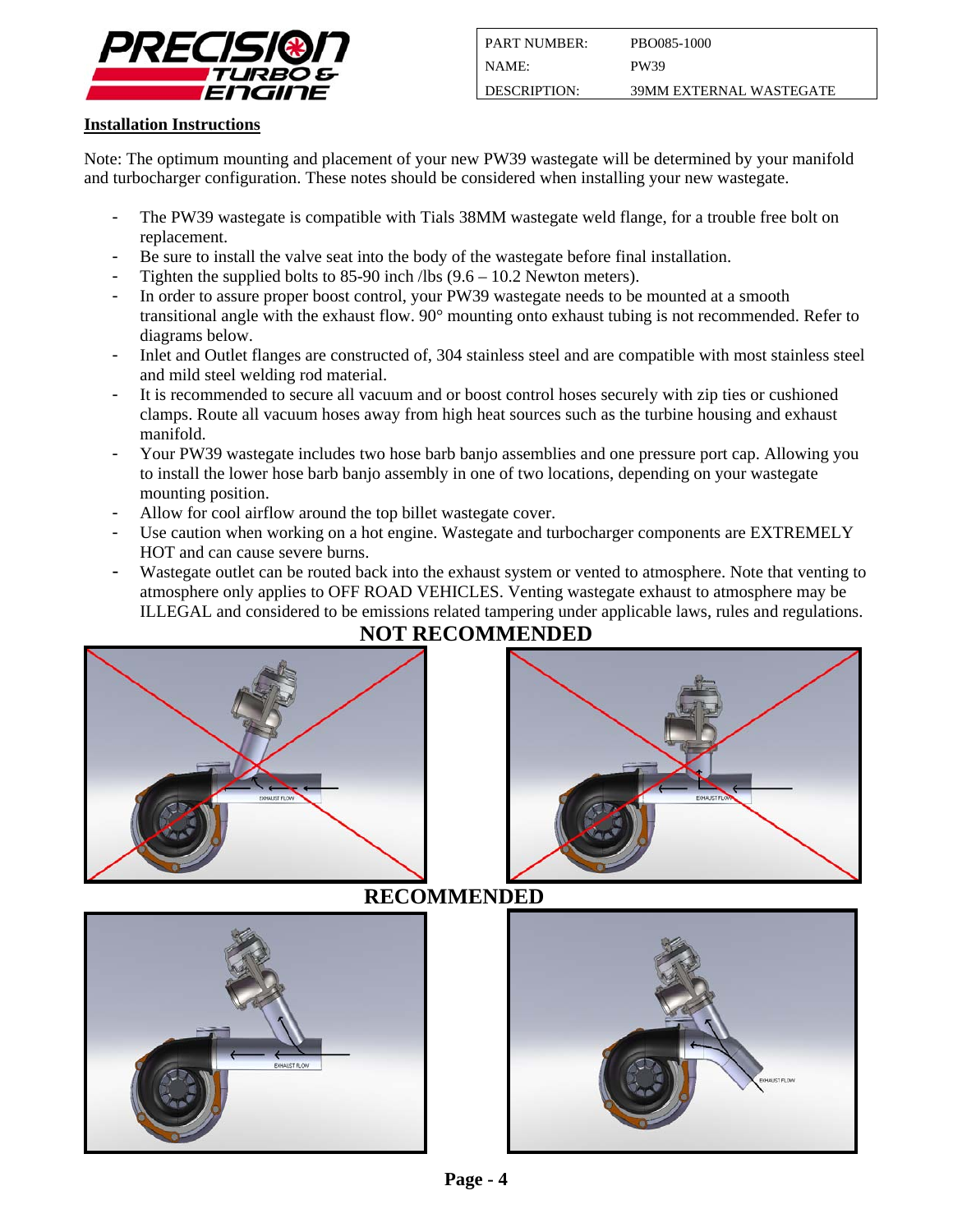| PART NUMBER: | PBO085-1000 |
| --- | --- |
| NAME: | PW39 |
| DESCRIPTION: | 39MM EXTERNAL WASTEGATE |

**Installation Instructions**

Note: The optimum mounting and placement of your new PW39 wastegate will be determined by your manifold and turbocharger configuration. These notes should be considered when installing your new wastegate.

- The PW39 wastegate is compatible with Tials 38MM wastegate weld flange, for a trouble free bolt on replacement.
- Be sure to install the valve seat into the body of the wastegate before final installation.
- Tighten the supplied bolts to 85-90 inch /lbs (9.6 – 10.2 Newton meters).
- In order to assure proper boost control, your PW39 wastegate needs to be mounted at a smooth transitional angle with the exhaust flow. 90° mounting onto exhaust tubing is not recommended. Refer to diagrams below.
- Inlet and Outlet flanges are constructed of, 304 stainless steel and are compatible with most stainless steel and mild steel welding rod material.
- It is recommended to secure all vacuum and or boost control hoses securely with zip ties or cushioned clamps. Route all vacuum hoses away from high heat sources such as the turbine housing and exhaust manifold.
- Your PW39 wastegate includes two hose barb banjo assemblies and one pressure port cap. Allowing you to install the lower hose barb banjo assembly in one of two locations, depending on your wastegate mounting position.
- Allow for cool airflow around the top billet wastegate cover.
- Use caution when working on a hot engine. Wastegate and turbocharger components are EXTREMELY HOT and can cause severe burns.
- Wastegate outlet can be routed back into the exhaust system or vented to atmosphere. Note that venting to atmosphere only applies to OFF ROAD VEHICLES. Venting wastegate exhaust to atmosphere may be ILLEGAL and considered to be emissions related tampering under applicable laws, rules and regulations.

**NOT RECOMMENDED**

EXHAUST FLOW

EXHAUST FLOW

**RECOMMENDED**

EXHAUST FLOW

EXHAUST FLOW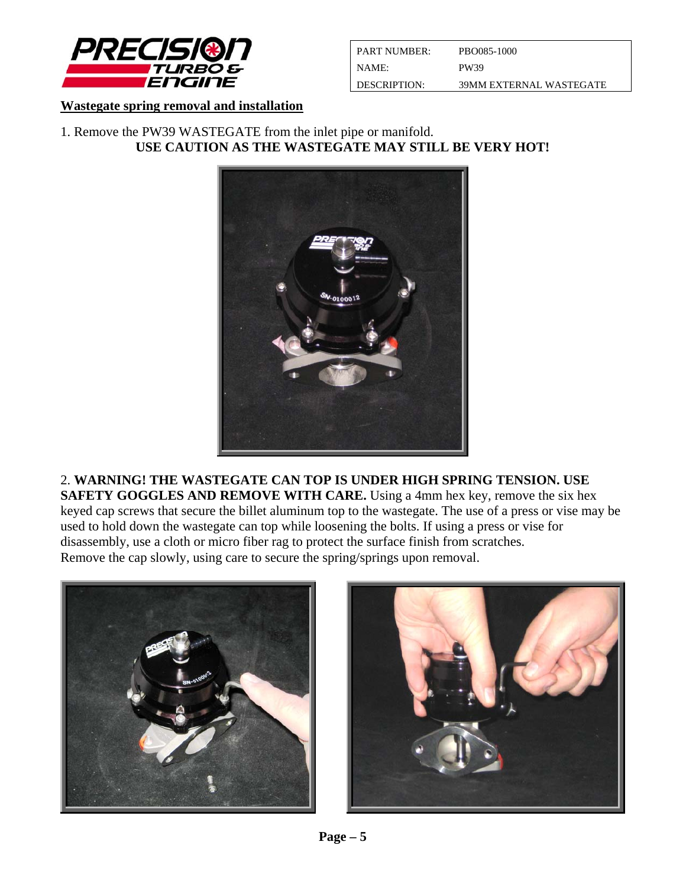| PART NUMBER: | PBO085-1000 |
| --- | --- |
| NAME: | PW39 |
| DESCRIPTION: | 39MM EXTERNAL WASTEGATE |

## Wastegate spring removal and installation

1. Remove the PW39 WASTEGATE from the inlet pipe or manifold.
**USE CAUTION AS THE WASTEGATE MAY STILL BE VERY HOT!**

2. **WARNING! THE WASTEGATE CAN TOP IS UNDER HIGH SPRING TENSION. USE SAFETY GOGGLES AND REMOVE WITH CARE.** Using a 4mm hex key, remove the six hex keyed cap screws that secure the billet aluminum top to the wastegate. The use of a press or vise may be used to hold down the wastegate can top while loosening the bolts. If using a press or vise for disassembly, use a cloth or micro fiber rag to protect the surface finish from scratches.
Remove the cap slowly, using care to secure the spring/springs upon removal.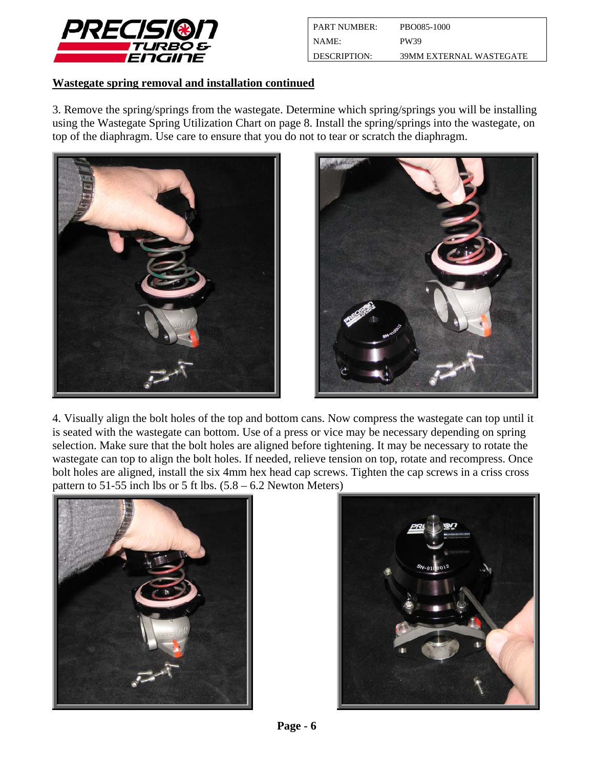| PART NUMBER: | PBO085-1000 |
| --- | --- |
| NAME: | PW39 |
| DESCRIPTION: | 39MM EXTERNAL WASTEGATE |

**Wastegate spring removal and installation continued**

3. Remove the spring/springs from the wastegate. Determine which spring/springs you will be installing using the Wastegate Spring Utilization Chart on page 8. Install the spring/springs into the wastegate, on top of the diaphragm. Use care to ensure that you do not to tear or scratch the diaphragm.

4. Visually align the bolt holes of the top and bottom cans. Now compress the wastegate can top until it is seated with the wastegate can bottom. Use of a press or vice may be necessary depending on spring selection. Make sure that the bolt holes are aligned before tightening. It may be necessary to rotate the wastegate can top to align the bolt holes. If needed, relieve tension on top, rotate and recompress. Once bolt holes are aligned, install the six 4mm hex head cap screws. Tighten the cap screws in a criss cross pattern to 51-55 inch lbs or 5 ft lbs. (5.8 – 6.2 Newton Meters)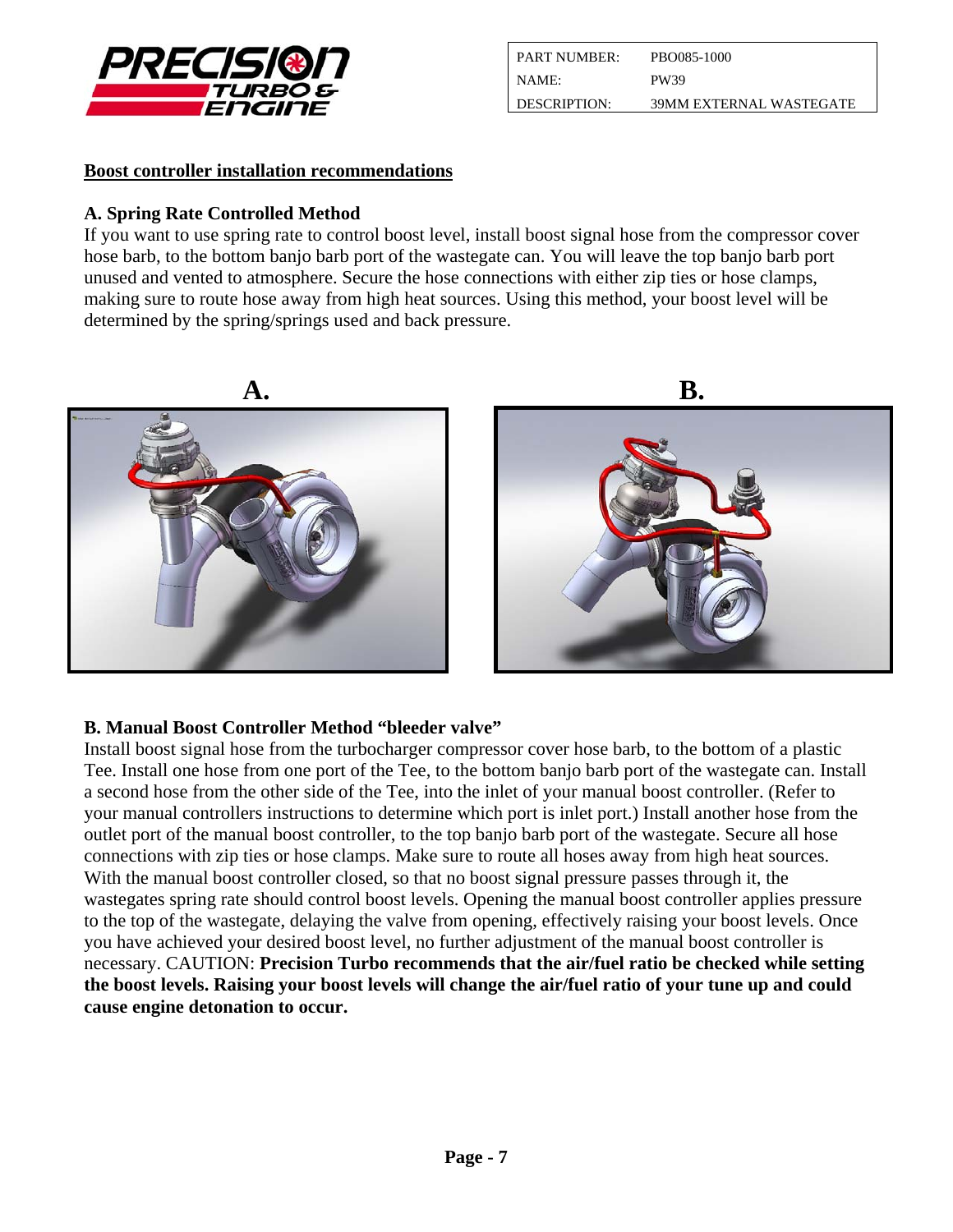| PART NUMBER: | PBO085-1000 |
| --- | --- |
| NAME: | PW39 |
| DESCRIPTION: | 39MM EXTERNAL WASTEGATE |

## Boost controller installation recommendations

### A. Spring Rate Controlled Method

If you want to use spring rate to control boost level, install boost signal hose from the compressor cover hose barb, to the bottom banjo barb port of the wastegate can. You will leave the top banjo barb port unused and vented to atmosphere. Secure the hose connections with either zip ties or hose clamps, making sure to route hose away from high heat sources. Using this method, your boost level will be determined by the spring/springs used and back pressure.

**A.** **B.**

### B. Manual Boost Controller Method "bleeder valve"

Install boost signal hose from the turbocharger compressor cover hose barb, to the bottom of a plastic Tee. Install one hose from one port of the Tee, to the bottom banjo barb port of the wastegate can. Install a second hose from the other side of the Tee, into the inlet of your manual boost controller. (Refer to your manual controllers instructions to determine which port is inlet port.) Install another hose from the outlet port of the manual boost controller, to the top banjo barb port of the wastegate. Secure all hose connections with zip ties or hose clamps. Make sure to route all hoses away from high heat sources. With the manual boost controller closed, so that no boost signal pressure passes through it, the wastegates spring rate should control boost levels. Opening the manual boost controller applies pressure to the top of the wastegate, delaying the valve from opening, effectively raising your boost levels. Once you have achieved your desired boost level, no further adjustment of the manual boost controller is necessary. CAUTION: **Precision Turbo recommends that the air/fuel ratio be checked while setting the boost levels. Raising your boost levels will change the air/fuel ratio of your tune up and could cause engine detonation to occur.**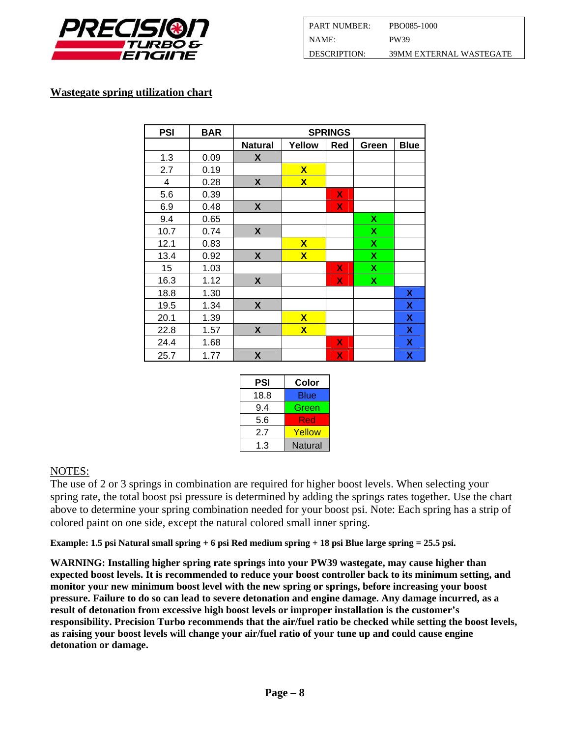| PART NUMBER: | PBO085-1000 |
|---|---|
| NAME: | PW39 |
| DESCRIPTION: | 39MM EXTERNAL WASTEGATE |

## Wastegate spring utilization chart

| PSI | BAR | SPRINGS | | | | |
|---|---|---|---|---|---|---|
| | | Natural | Yellow | Red | Green | Blue |
| 1.3 | 0.09 | X | | | | |
| 2.7 | 0.19 | | X | | | |
| 4 | 0.28 | X | X | | | |
| 5.6 | 0.39 | | | X | | |
| 6.9 | 0.48 | X | | X | | |
| 9.4 | 0.65 | | | | X | |
| 10.7 | 0.74 | X | | | X | |
| 12.1 | 0.83 | | X | | X | |
| 13.4 | 0.92 | X | X | | X | |
| 15 | 1.03 | | | X | X | |
| 16.3 | 1.12 | X | | X | X | |
| 18.8 | 1.30 | | | | | X |
| 19.5 | 1.34 | X | | | | X |
| 20.1 | 1.39 | | X | | | X |
| 22.8 | 1.57 | X | X | | | X |
| 24.4 | 1.68 | | | X | | X |
| 25.7 | 1.77 | X | | X | | X |

| PSI | Color |
|---|---|
| 18.8 | Blue |
| 9.4 | Green |
| 5.6 | Red |
| 2.7 | Yellow |
| 1.3 | Natural |

NOTES:

The use of 2 or 3 springs in combination are required for higher boost levels. When selecting your spring rate, the total boost psi pressure is determined by adding the springs rates together. Use the chart above to determine your spring combination needed for your boost psi. Note: Each spring has a strip of colored paint on one side, except the natural colored small inner spring.

**Example: 1.5 psi Natural small spring + 6 psi Red medium spring + 18 psi Blue large spring = 25.5 psi.**

**WARNING: Installing higher spring rate springs into your PW39 wastegate, may cause higher than expected boost levels. It is recommended to reduce your boost controller back to its minimum setting, and monitor your new minimum boost level with the new spring or springs, before increasing your boost pressure. Failure to do so can lead to severe detonation and engine damage. Any damage incurred, as a result of detonation from excessive high boost levels or improper installation is the customer's responsibility. Precision Turbo recommends that the air/fuel ratio be checked while setting the boost levels, as raising your boost levels will change your air/fuel ratio of your tune up and could cause engine detonation or damage.**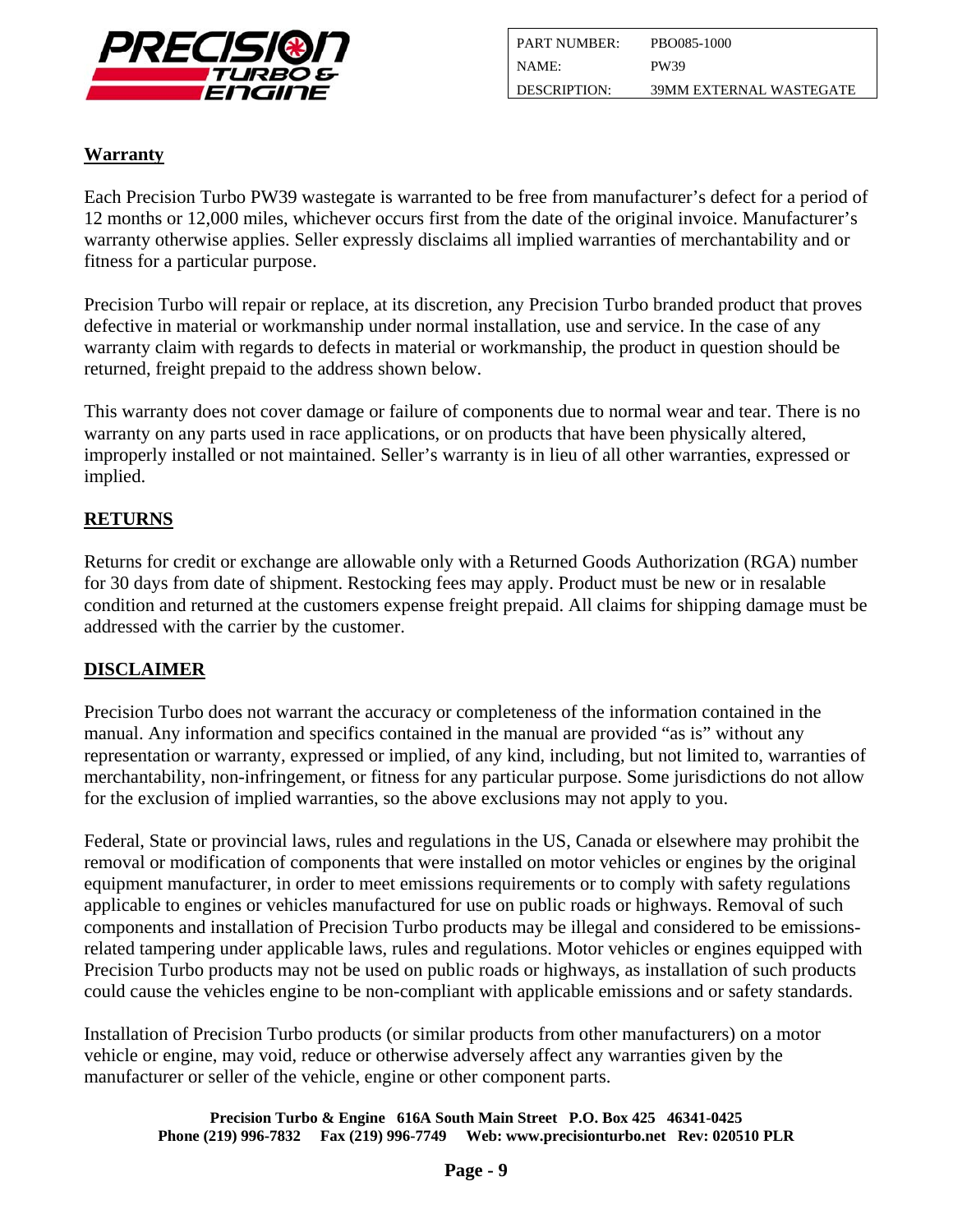| | |
|---|---|
| PART NUMBER: | PBO085-1000 |
| NAME: | PW39 |
| DESCRIPTION: | 39MM EXTERNAL WASTEGATE |

## Warranty

Each Precision Turbo PW39 wastegate is warranted to be free from manufacturer's defect for a period of 12 months or 12,000 miles, whichever occurs first from the date of the original invoice. Manufacturer's warranty otherwise applies. Seller expressly disclaims all implied warranties of merchantability and or fitness for a particular purpose.

Precision Turbo will repair or replace, at its discretion, any Precision Turbo branded product that proves defective in material or workmanship under normal installation, use and service. In the case of any warranty claim with regards to defects in material or workmanship, the product in question should be returned, freight prepaid to the address shown below.

This warranty does not cover damage or failure of components due to normal wear and tear. There is no warranty on any parts used in race applications, or on products that have been physically altered, improperly installed or not maintained. Seller's warranty is in lieu of all other warranties, expressed or implied.

## RETURNS

Returns for credit or exchange are allowable only with a Returned Goods Authorization (RGA) number for 30 days from date of shipment. Restocking fees may apply. Product must be new or in resalable condition and returned at the customers expense freight prepaid. All claims for shipping damage must be addressed with the carrier by the customer.

## DISCLAIMER

Precision Turbo does not warrant the accuracy or completeness of the information contained in the manual. Any information and specifics contained in the manual are provided "as is" without any representation or warranty, expressed or implied, of any kind, including, but not limited to, warranties of merchantability, non-infringement, or fitness for any particular purpose. Some jurisdictions do not allow for the exclusion of implied warranties, so the above exclusions may not apply to you.

Federal, State or provincial laws, rules and regulations in the US, Canada or elsewhere may prohibit the removal or modification of components that were installed on motor vehicles or engines by the original equipment manufacturer, in order to meet emissions requirements or to comply with safety regulations applicable to engines or vehicles manufactured for use on public roads or highways. Removal of such components and installation of Precision Turbo products may be illegal and considered to be emissions-related tampering under applicable laws, rules and regulations. Motor vehicles or engines equipped with Precision Turbo products may not be used on public roads or highways, as installation of such products could cause the vehicles engine to be non-compliant with applicable emissions and or safety standards.

Installation of Precision Turbo products (or similar products from other manufacturers) on a motor vehicle or engine, may void, reduce or otherwise adversely affect any warranties given by the manufacturer or seller of the vehicle, engine or other component parts.

**Precision Turbo & Engine 616A South Main Street P.O. Box 425 46341-0425**
**Phone (219) 996-7832 Fax (219) 996-7749 Web: www.precisionturbo.net Rev: 020510 PLR**